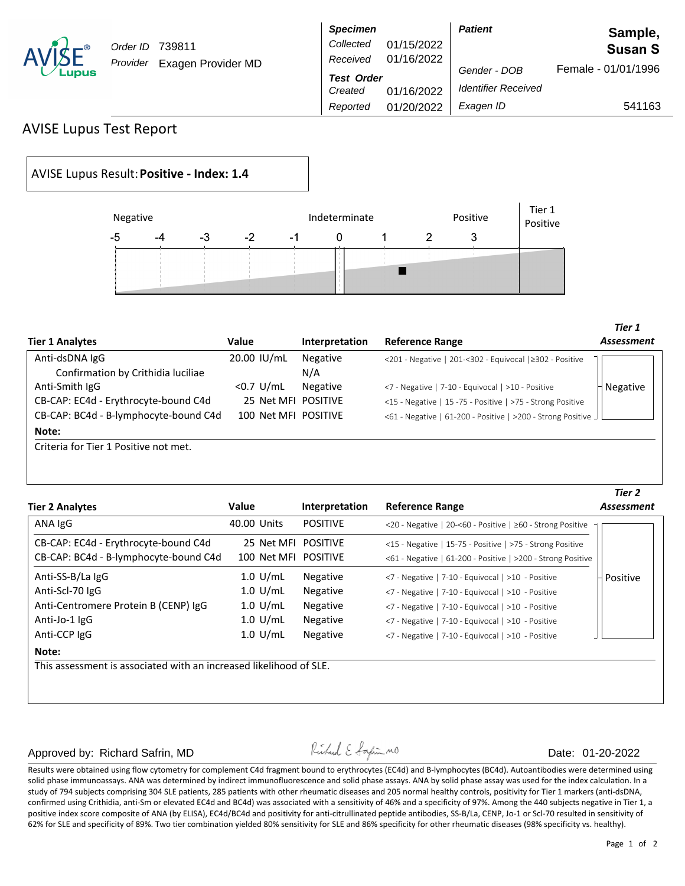AVISE Lupus

| | | | | | |
|---|---|---|---|---|---|
| Order ID | 739811 | **Specimen** | | **Patient** | **Sample, Susan S** |
| Provider | Exagen Provider MD | Collected | 01/15/2022 | Gender - DOB | Female - 01/01/1996 |
| | | Received | 01/16/2022 | Identifier Received | |
| | | **Test Order** | | Exagen ID | 541163 |
| | | Created | 01/16/2022 | | |
| | | Reported | 01/20/2022 | | |

# AVISE Lupus Test Report

AVISE Lupus Result: **Positive - Index: 1.4**

Negative | Indeterminate | Positive | Tier 1 Positive

-5 -4 -3 -2 -1 0 1 2 3

| **Tier 1 Analytes** | **Value** | **Interpretation** | **Reference Range** | ***Tier 1 Assessment*** |
|---|---|---|---|---|
| Anti-dsDNA IgG | 20.00 IU/mL | Negative | <201 - Negative \| 201-<302 - Equivocal \|≥302 - Positive | Negative |
| Confirmation by Crithidia luciliae | | N/A | | |
| Anti-Smith IgG | <0.7 U/mL | Negative | <7 - Negative \| 7-10 - Equivocal \| >10 - Positive | |
| CB-CAP: EC4d - Erythrocyte-bound C4d | 25 Net MFI | POSITIVE | <15 - Negative \| 15 -75 - Positive \| >75 - Strong Positive | |
| CB-CAP: BC4d - B-lymphocyte-bound C4d | 100 Net MFI | POSITIVE | <61 - Negative \| 61-200 - Positive \| >200 - Strong Positive | |

**Note:**

Criteria for Tier 1 Positive not met.

| **Tier 2 Analytes** | **Value** | **Interpretation** | **Reference Range** | ***Tier 2 Assessment*** |
|---|---|---|---|---|
| ANA IgG | 40.00 Units | POSITIVE | <20 - Negative \| 20-<60 - Positive \| ≥60 - Strong Positive | Positive |
| CB-CAP: EC4d - Erythrocyte-bound C4d | 25 Net MFI | POSITIVE | <15 - Negative \| 15-75 - Positive \| >75 - Strong Positive | |
| CB-CAP: BC4d - B-lymphocyte-bound C4d | 100 Net MFI | POSITIVE | <61 - Negative \| 61-200 - Positive \| >200 - Strong Positive | |
| Anti-SS-B/La IgG | 1.0 U/mL | Negative | <7 - Negative \| 7-10 - Equivocal \| >10 - Positive | |
| Anti-Scl-70 IgG | 1.0 U/mL | Negative | <7 - Negative \| 7-10 - Equivocal \| >10 - Positive | |
| Anti-Centromere Protein B (CENP) IgG | 1.0 U/mL | Negative | <7 - Negative \| 7-10 - Equivocal \| >10 - Positive | |
| Anti-Jo-1 IgG | 1.0 U/mL | Negative | <7 - Negative \| 7-10 - Equivocal \| >10 - Positive | |
| Anti-CCP IgG | 1.0 U/mL | Negative | <7 - Negative \| 7-10 - Equivocal \| >10 - Positive | |

**Note:**

This assessment is associated with an increased likelihood of SLE.

Approved by: Richard Safrin, MD — Date: 01-20-2022

Results were obtained using flow cytometry for complement C4d fragment bound to erythrocytes (EC4d) and B-lymphocytes (BC4d). Autoantibodies were determined using solid phase immunoassays. ANA was determined by indirect immunofluorescence and solid phase assays. ANA by solid phase assay was used for the index calculation. In a study of 794 subjects comprising 304 SLE patients, 285 patients with other rheumatic diseases and 205 normal healthy controls, positivity for Tier 1 markers (anti-dsDNA, confirmed using Crithidia, anti-Sm or elevated EC4d and BC4d) was associated with a sensitivity of 46% and a specificity of 97%. Among the 440 subjects negative in Tier 1, a positive index score composite of ANA (by ELISA), EC4d/BC4d and positivity for anti-citrullinated peptide antibodies, SS-B/La, CENP, Jo-1 or Scl-70 resulted in sensitivity of 62% for SLE and specificity of 89%. Two tier combination yielded 80% sensitivity for SLE and 86% specificity for other rheumatic diseases (98% specificity vs. healthy).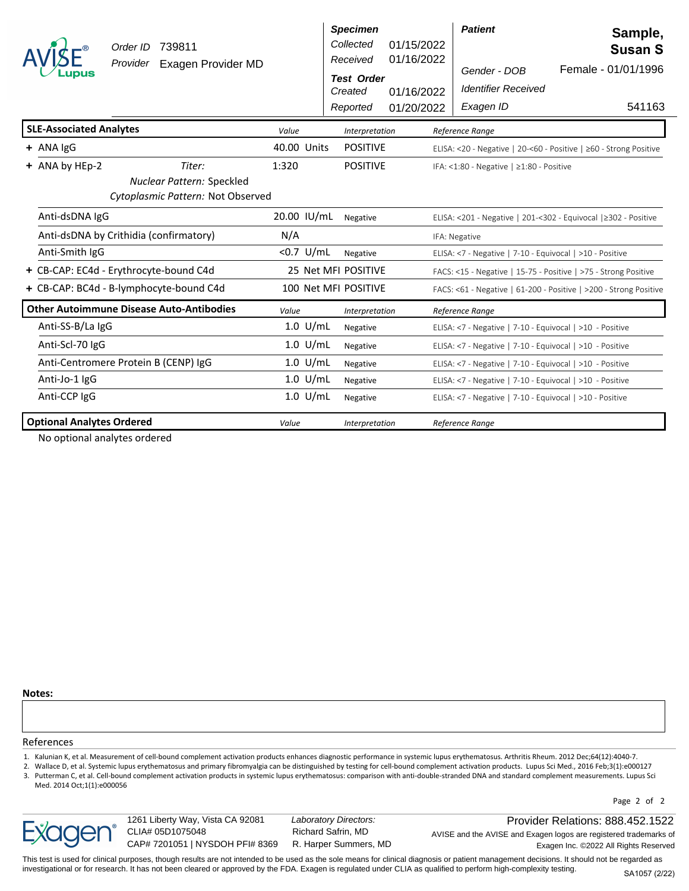AVISE® Lupus

Order ID 739811
Provider Exagen Provider MD

**Specimen**
Collected 01/15/2022
Received 01/16/2022

**Test Order**
Created 01/16/2022
Reported 01/20/2022

**Patient**
**Sample, Susan S**
Gender - DOB: Female - 01/01/1996
Identifier Received
Exagen ID: 541163

| SLE-Associated Analytes | Value | Interpretation | Reference Range |
|---|---|---|---|
| + ANA IgG | 40.00 Units | POSITIVE | ELISA: <20 - Negative \| 20-<60 - Positive \| ≥60 - Strong Positive |
| + ANA by HEp-2 — Titer: | 1:320 | POSITIVE | IFA: <1:80 - Negative \| ≥1:80 - Positive |
| Nuclear Pattern: Speckled | | | |
| Cytoplasmic Pattern: Not Observed | | | |
| Anti-dsDNA IgG | 20.00 IU/mL | Negative | ELISA: <201 - Negative \| 201-<302 - Equivocal \|≥302 - Positive |
| Anti-dsDNA by Crithidia (confirmatory) | N/A | | IFA: Negative |
| Anti-Smith IgG | <0.7 U/mL | Negative | ELISA: <7 - Negative \| 7-10 - Equivocal \| >10 - Positive |
| + CB-CAP: EC4d - Erythrocyte-bound C4d | 25 Net MFI | POSITIVE | FACS: <15 - Negative \| 15-75 - Positive \| >75 - Strong Positive |
| + CB-CAP: BC4d - B-lymphocyte-bound C4d | 100 Net MFI | POSITIVE | FACS: <61 - Negative \| 61-200 - Positive \| >200 - Strong Positive |

| Other Autoimmune Disease Auto-Antibodies | Value | Interpretation | Reference Range |
|---|---|---|---|
| Anti-SS-B/La IgG | 1.0 U/mL | Negative | ELISA: <7 - Negative \| 7-10 - Equivocal \| >10 - Positive |
| Anti-Scl-70 IgG | 1.0 U/mL | Negative | ELISA: <7 - Negative \| 7-10 - Equivocal \| >10 - Positive |
| Anti-Centromere Protein B (CENP) IgG | 1.0 U/mL | Negative | ELISA: <7 - Negative \| 7-10 - Equivocal \| >10 - Positive |
| Anti-Jo-1 IgG | 1.0 U/mL | Negative | ELISA: <7 - Negative \| 7-10 - Equivocal \| >10 - Positive |
| Anti-CCP IgG | 1.0 U/mL | Negative | ELISA: <7 - Negative \| 7-10 - Equivocal \| >10 - Positive |

| Optional Analytes Ordered | Value | Interpretation | Reference Range |
|---|---|---|---|
| No optional analytes ordered | | | |

**Notes:**

References

1. Kalunian K, et al. Measurement of cell-bound complement activation products enhances diagnostic performance in systemic lupus erythematosus. Arthritis Rheum. 2012 Dec;64(12):4040-7.
2. Wallace D, et al. Systemic lupus erythematosus and primary fibromyalgia can be distinguished by testing for cell-bound complement activation products. Lupus Sci Med., 2016 Feb;3(1):e000127
3. Putterman C, et al. Cell-bound complement activation products in systemic lupus erythematosus: comparison with anti-double-stranded DNA and standard complement measurements. Lupus Sci Med. 2014 Oct;1(1):e000056

Exagen®
1261 Liberty Way, Vista CA 92081
CLIA# 05D1075048
CAP# 7201051 | NYSDOH PFI# 8369

*Laboratory Directors:*
Richard Safrin, MD
R. Harper Summers, MD

Provider Relations: 888.452.1522
AVISE and the AVISE and Exagen logos are registered trademarks of Exagen Inc. ©2022 All Rights Reserved

This test is used for clinical purposes, though results are not intended to be used as the sole means for clinical diagnosis or patient management decisions. It should not be regarded as investigational or for research. It has not been cleared or approved by the FDA. Exagen is regulated under CLIA as qualified to perform high-complexity testing.

SA1057 (2/22)